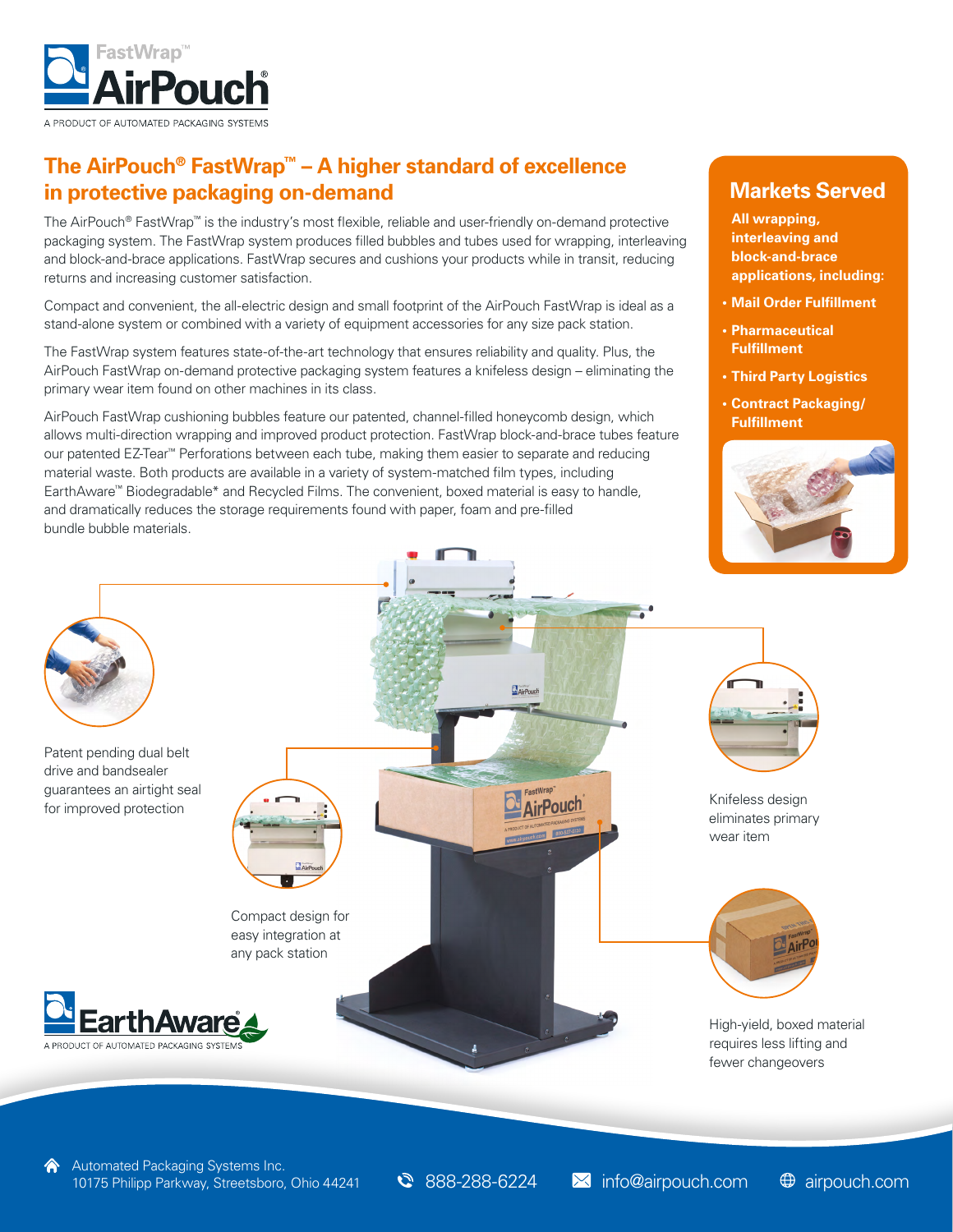FastWrap™

AirPouch®

A PRODUCT OF AUTOMATED PACKAGING SYSTEMS

## The AirPouch® FastWrap™ – A higher standard of excellence in protective packaging on-demand

The AirPouch® FastWrap™ is the industry's most flexible, reliable and user-friendly on-demand protective packaging system. The FastWrap system produces filled bubbles and tubes used for wrapping, interleaving and block-and-brace applications. FastWrap secures and cushions your products while in transit, reducing returns and increasing customer satisfaction.

Compact and convenient, the all-electric design and small footprint of the AirPouch FastWrap is ideal as a stand-alone system or combined with a variety of equipment accessories for any size pack station.

The FastWrap system features state-of-the-art technology that ensures reliability and quality. Plus, the AirPouch FastWrap on-demand protective packaging system features a knifeless design – eliminating the primary wear item found on other machines in its class.

AirPouch FastWrap cushioning bubbles feature our patented, channel-filled honeycomb design, which allows multi-direction wrapping and improved product protection. FastWrap block-and-brace tubes feature our patented EZ-Tear™ Perforations between each tube, making them easier to separate and reducing material waste. Both products are available in a variety of system-matched film types, including EarthAware™ Biodegradable* and Recycled Films. The convenient, boxed material is easy to handle, and dramatically reduces the storage requirements found with paper, foam and pre-filled bundle bubble materials.

### Markets Served

**All wrapping, interleaving and block-and-brace applications, including:**

- **Mail Order Fulfillment**
- **Pharmaceutical Fulfillment**
- **Third Party Logistics**
- **Contract Packaging/ Fulfillment**

Patent pending dual belt drive and bandsealer guarantees an airtight seal for improved protection

Compact design for easy integration at any pack station

Knifeless design eliminates primary wear item

High-yield, boxed material requires less lifting and fewer changeovers

EarthAware®

A PRODUCT OF AUTOMATED PACKAGING SYSTEMS

Automated Packaging Systems Inc.
10175 Philipp Parkway, Streetsboro, Ohio 44241

888-288-6224

info@airpouch.com

airpouch.com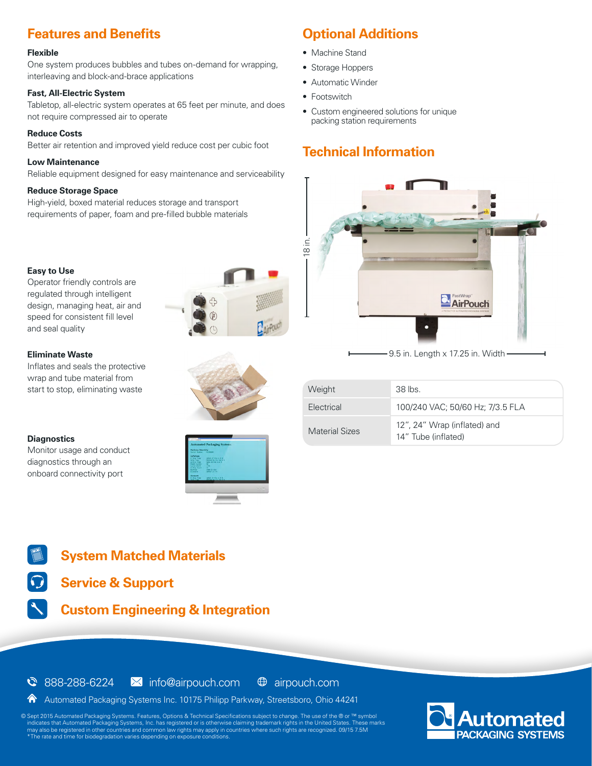## Features and Benefits

**Flexible**
One system produces bubbles and tubes on-demand for wrapping, interleaving and block-and-brace applications

**Fast, All-Electric System**
Tabletop, all-electric system operates at 65 feet per minute, and does not require compressed air to operate

**Reduce Costs**
Better air retention and improved yield reduce cost per cubic foot

**Low Maintenance**
Reliable equipment designed for easy maintenance and serviceability

**Reduce Storage Space**
High-yield, boxed material reduces storage and transport requirements of paper, foam and pre-filled bubble materials

**Easy to Use**
Operator friendly controls are regulated through intelligent design, managing heat, air and speed for consistent fill level and seal quality

**Eliminate Waste**
Inflates and seals the protective wrap and tube material from start to stop, eliminating waste

**Diagnostics**
Monitor usage and conduct diagnostics through an onboard connectivity port

## Optional Additions

- Machine Stand
- Storage Hoppers
- Automatic Winder
- Footswitch
- Custom engineered solutions for unique packing station requirements

## Technical Information

18 in.

9.5 in. Length x 17.25 in. Width

| | |
|---|---|
| Weight | 38 lbs. |
| Electrical | 100/240 VAC; 50/60 Hz; 7/3.5 FLA |
| Material Sizes | 12", 24" Wrap (inflated) and 14" Tube (inflated) |

## System Matched Materials

## Service & Support

## Custom Engineering & Integration

888-288-6224 info@airpouch.com airpouch.com

Automated Packaging Systems Inc. 10175 Philipp Parkway, Streetsboro, Ohio 44241

© Sept 2015 Automated Packaging Systems. Features, Options & Technical Specifications subject to change. The use of the ® or ™ symbol indicates that Automated Packaging Systems, Inc. has registered or is otherwise claiming trademark rights in the United States. These marks may also be registered in other countries and common law rights may apply in countries where such rights are recognized. 09/15 7.5M
*The rate and time for biodegradation varies depending on exposure conditions.

Automated PACKAGING SYSTEMS